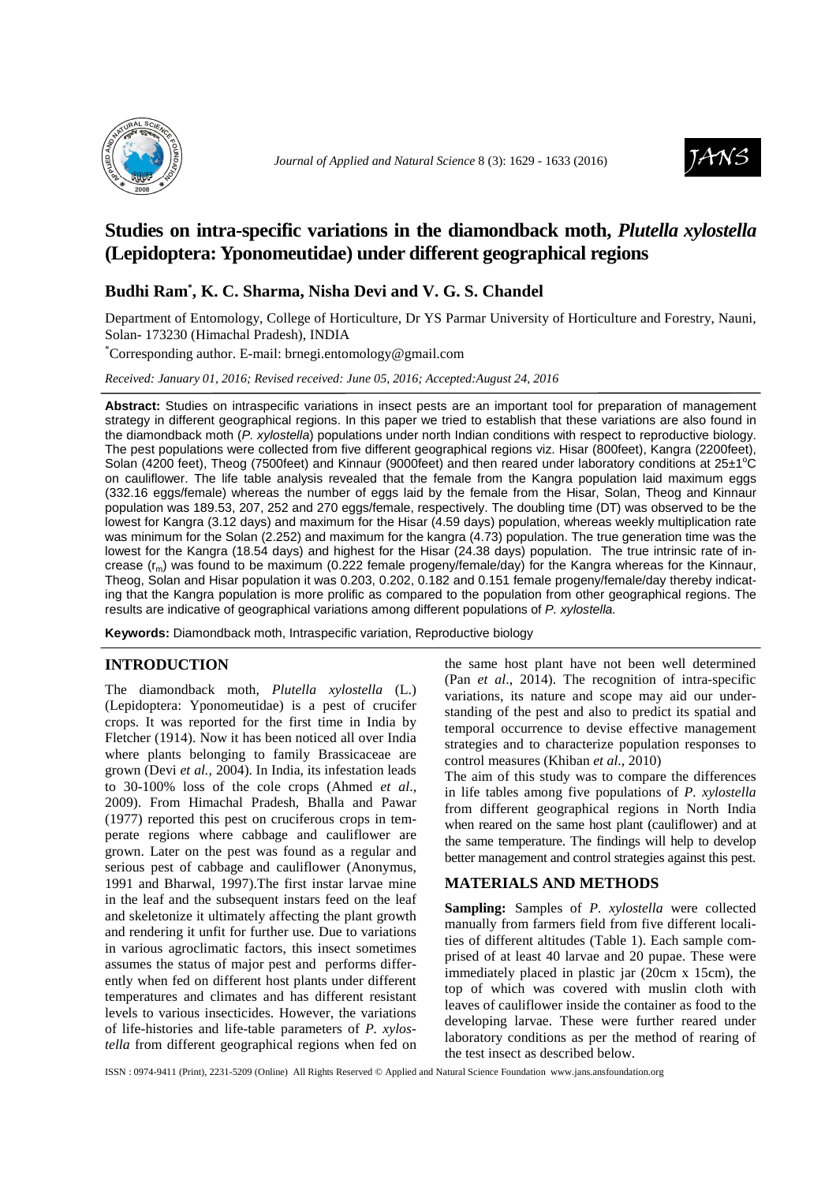# Studies on intra-specific variations in the diamondback moth, *Plutella xylostella* (Lepidoptera: Yponomeutidae) under different geographical regions

**Budhi Ram[*], K. C. Sharma, Nisha Devi and V. G. S. Chandel**

Department of Entomology, College of Horticulture, Dr YS Parmar University of Horticulture and Forestry, Nauni, Solan- 173230 (Himachal Pradesh), INDIA

[*]Corresponding author. E-mail: brnegi.entomology@gmail.com

*Received: January 01, 2016; Revised received: June 05, 2016; Accepted:August 24, 2016*

**Abstract:** Studies on intraspecific variations in insect pests are an important tool for preparation of management strategy in different geographical regions. In this paper we tried to establish that these variations are also found in the diamondback moth (*P. xylostella*) populations under north Indian conditions with respect to reproductive biology. The pest populations were collected from five different geographical regions viz. Hisar (800feet), Kangra (2200feet), Solan (4200 feet), Theog (7500feet) and Kinnaur (9000feet) and then reared under laboratory conditions at 25±1°C on cauliflower. The life table analysis revealed that the female from the Kangra population laid maximum eggs (332.16 eggs/female) whereas the number of eggs laid by the female from the Hisar, Solan, Theog and Kinnaur population was 189.53, 207, 252 and 270 eggs/female, respectively. The doubling time (DT) was observed to be the lowest for Kangra (3.12 days) and maximum for the Hisar (4.59 days) population, whereas weekly multiplication rate was minimum for the Solan (2.252) and maximum for the kangra (4.73) population. The true generation time was the lowest for the Kangra (18.54 days) and highest for the Hisar (24.38 days) population. The true intrinsic rate of increase ($r_m$) was found to be maximum (0.222 female progeny/female/day) for the Kangra whereas for the Kinnaur, Theog, Solan and Hisar population it was 0.203, 0.202, 0.182 and 0.151 female progeny/female/day thereby indicating that the Kangra population is more prolific as compared to the population from other geographical regions. The results are indicative of geographical variations among different populations of *P. xylostella.*

**Keywords:** Diamondback moth, Intraspecific variation, Reproductive biology

## INTRODUCTION

The diamondback moth, *Plutella xylostella* (L.) (Lepidoptera: Yponomeutidae) is a pest of crucifer crops. It was reported for the first time in India by Fletcher (1914). Now it has been noticed all over India where plants belonging to family Brassicaceae are grown (Devi *et al.*, 2004). In India, its infestation leads to 30-100% loss of the cole crops (Ahmed *et al*., 2009). From Himachal Pradesh, Bhalla and Pawar (1977) reported this pest on cruciferous crops in temperate regions where cabbage and cauliflower are grown. Later on the pest was found as a regular and serious pest of cabbage and cauliflower (Anonymus, 1991 and Bharwal, 1997).The first instar larvae mine in the leaf and the subsequent instars feed on the leaf and skeletonize it ultimately affecting the plant growth and rendering it unfit for further use. Due to variations in various agroclimatic factors, this insect sometimes assumes the status of major pest and performs differently when fed on different host plants under different temperatures and climates and has different resistant levels to various insecticides. However, the variations of life-histories and life-table parameters of *P. xylostella* from different geographical regions when fed on the same host plant have not been well determined (Pan *et al*., 2014). The recognition of intra-specific variations, its nature and scope may aid our understanding of the pest and also to predict its spatial and temporal occurrence to devise effective management strategies and to characterize population responses to control measures (Khiban *et al*., 2010)

The aim of this study was to compare the differences in life tables among five populations of *P. xylostella* from different geographical regions in North India when reared on the same host plant (cauliflower) and at the same temperature. The findings will help to develop better management and control strategies against this pest.

## MATERIALS AND METHODS

**Sampling:** Samples of *P. xylostella* were collected manually from farmers field from five different localities of different altitudes (Table 1). Each sample comprised of at least 40 larvae and 20 pupae. These were immediately placed in plastic jar (20cm x 15cm), the top of which was covered with muslin cloth with leaves of cauliflower inside the container as food to the developing larvae. These were further reared under laboratory conditions as per the method of rearing of the test insect as described below.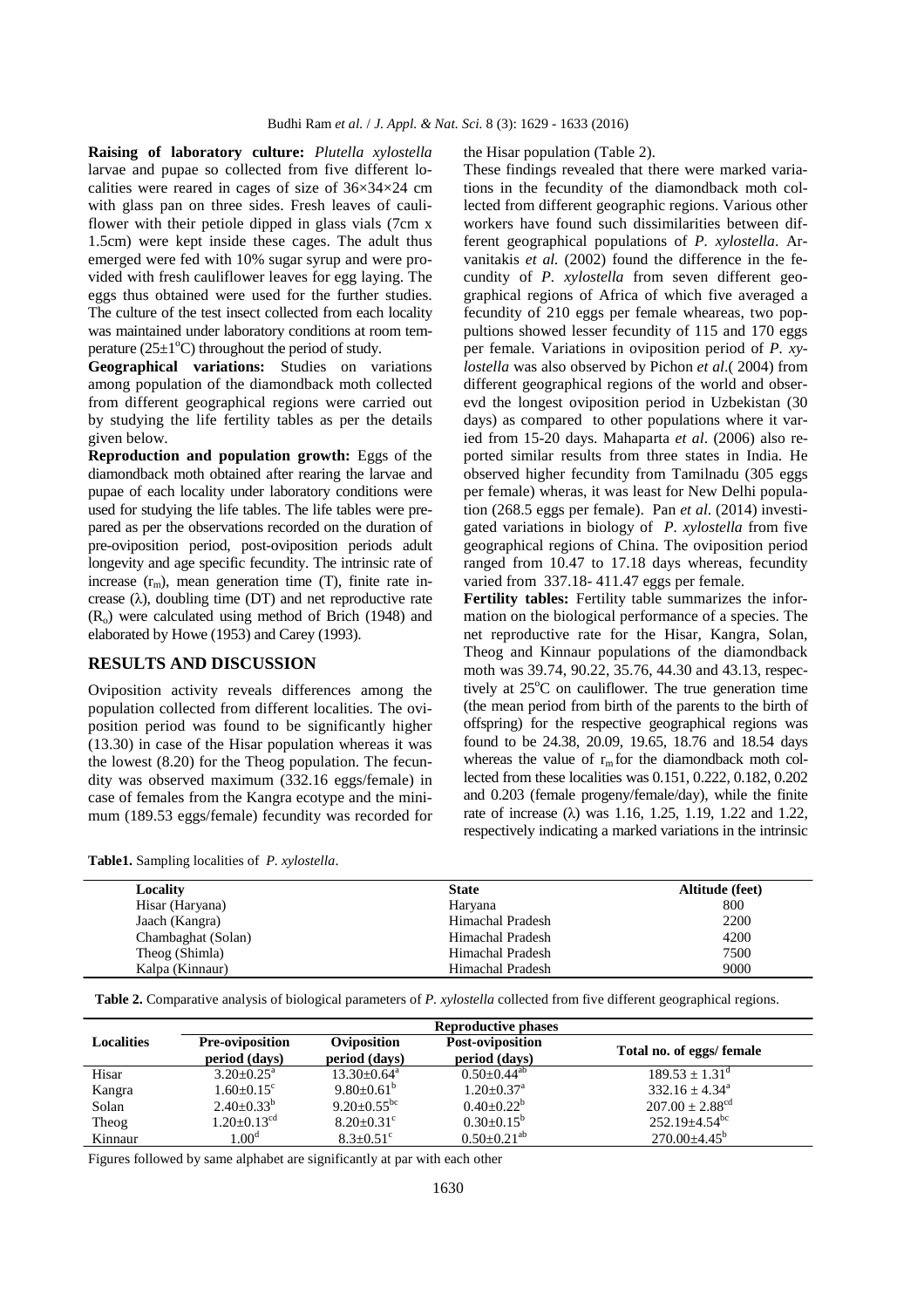**Raising of laboratory culture:** *Plutella xylostella* larvae and pupae so collected from five different localities were reared in cages of size of 36×34×24 cm with glass pan on three sides. Fresh leaves of cauliflower with their petiole dipped in glass vials (7cm x 1.5cm) were kept inside these cages. The adult thus emerged were fed with 10% sugar syrup and were provided with fresh cauliflower leaves for egg laying. The eggs thus obtained were used for the further studies. The culture of the test insect collected from each locality was maintained under laboratory conditions at room temperature (25±1°C) throughout the period of study.

**Geographical variations:** Studies on variations among population of the diamondback moth collected from different geographical regions were carried out by studying the life fertility tables as per the details given below.

**Reproduction and population growth:** Eggs of the diamondback moth obtained after rearing the larvae and pupae of each locality under laboratory conditions were used for studying the life tables. The life tables were prepared as per the observations recorded on the duration of pre-oviposition period, post-oviposition periods adult longevity and age specific fecundity. The intrinsic rate of increase ($r_m$), mean generation time (T), finite rate increase (λ), doubling time (DT) and net reproductive rate ($R_o$) were calculated using method of Brich (1948) and elaborated by Howe (1953) and Carey (1993).

## RESULTS AND DISCUSSION

Oviposition activity reveals differences among the population collected from different localities. The oviposition period was found to be significantly higher (13.30) in case of the Hisar population whereas it was the lowest (8.20) for the Theog population. The fecundity was observed maximum (332.16 eggs/female) in case of females from the Kangra ecotype and the minimum (189.53 eggs/female) fecundity was recorded for the Hisar population (Table 2).

These findings revealed that there were marked variations in the fecundity of the diamondback moth collected from different geographic regions. Various other workers have found such dissimilarities between different geographical populations of *P. xylostella*. Arvanitakis *et al.* (2002) found the difference in the fecundity of *P. xylostella* from seven different geographical regions of Africa of which five averaged a fecundity of 210 eggs per female wheareas, two poppultions showed lesser fecundity of 115 and 170 eggs per female. Variations in oviposition period of *P. xylostella* was also observed by Pichon *et al*.( 2004) from different geographical regions of the world and obserevd the longest oviposition period in Uzbekistan (30 days) as compared to other populations where it varied from 15-20 days. Mahaparta *et al*. (2006) also reported similar results from three states in India. He observed higher fecundity from Tamilnadu (305 eggs per female) wheras, it was least for New Delhi population (268.5 eggs per female). Pan *et al*. (2014) investigated variations in biology of *P. xylostella* from five geographical regions of China. The oviposition period ranged from 10.47 to 17.18 days whereas, fecundity varied from 337.18- 411.47 eggs per female.

**Fertility tables:** Fertility table summarizes the information on the biological performance of a species. The net reproductive rate for the Hisar, Kangra, Solan, Theog and Kinnaur populations of the diamondback moth was 39.74, 90.22, 35.76, 44.30 and 43.13, respectively at 25°C on cauliflower. The true generation time (the mean period from birth of the parents to the birth of offspring) for the respective geographical regions was found to be 24.38, 20.09, 19.65, 18.76 and 18.54 days whereas the value of $r_m$ for the diamondback moth collected from these localities was 0.151, 0.222, 0.182, 0.202 and 0.203 (female progeny/female/day), while the finite rate of increase (λ) was 1.16, 1.25, 1.19, 1.22 and 1.22, respectively indicating a marked variations in the intrinsic

**Table1.** Sampling localities of *P. xylostella*.

| Locality | State | Altitude (feet) |
|---|---|---|
| Hisar (Haryana) | Haryana | 800 |
| Jaach (Kangra) | Himachal Pradesh | 2200 |
| Chambaghat (Solan) | Himachal Pradesh | 4200 |
| Theog (Shimla) | Himachal Pradesh | 7500 |
| Kalpa (Kinnaur) | Himachal Pradesh | 9000 |

**Table 2.** Comparative analysis of biological parameters of *P. xylostella* collected from five different geographical regions.

| Localities | Reproductive phases | | | |
|---|---|---|---|---|
| | Pre-oviposition period (days) | Oviposition period (days) | Post-oviposition period (days) | Total no. of eggs/ female |
| Hisar | 3.20±0.25[a] | 13.30±0.64[a] | 0.50±0.44[ab] | 189.53 ± 1.31[d] |
| Kangra | 1.60±0.15[c] | 9.80±0.61[b] | 1.20±0.37[a] | 332.16 ± 4.34[a] |
| Solan | 2.40±0.33[b] | 9.20±0.55[bc] | 0.40±0.22[b] | 207.00 ± 2.88[cd] |
| Theog | 1.20±0.13[cd] | 8.20±0.31[c] | 0.30±0.15[b] | 252.19±4.54[bc] |
| Kinnaur | 1.00[d] | 8.3±0.51[c] | 0.50±0.21[ab] | 270.00±4.45[b] |

Figures followed by same alphabet are significantly at par with each other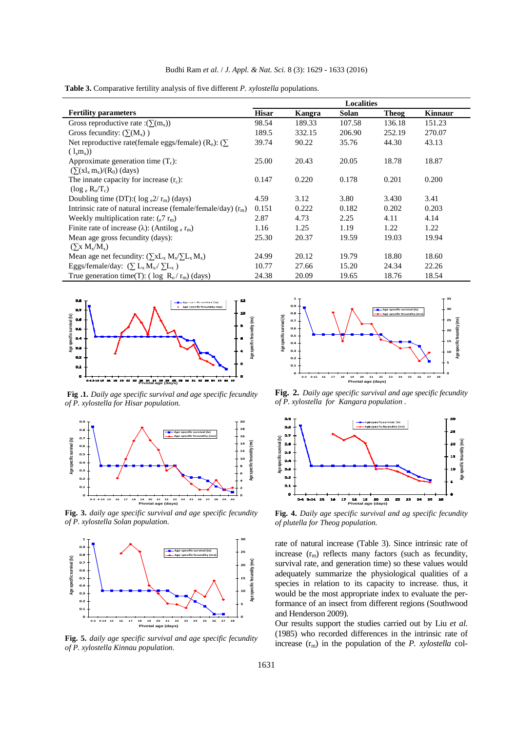**Table 3.** Comparative fertility analysis of five different *P. xylostella* populations.

| Fertility parameters | Localities | | | | |
|---|---|---|---|---|---|
| | Hisar | Kangra | Solan | Theog | Kinnaur |
| Gross reproductive rate :($\sum(m_x)$) | 98.54 | 189.33 | 107.58 | 136.18 | 151.23 |
| Gross fecundity: ($\sum(M_x)$ ) | 189.5 | 332.15 | 206.90 | 252.19 | 270.07 |
| Net reproductive rate(female eggs/female) ($R_o$): ($\sum(l_x m_x)$) | 39.74 | 90.22 | 35.76 | 44.30 | 43.13 |
| Approximate generation time ($T_c$): ($\sum(xl_x m_x)/(R_0)$ (days) | 25.00 | 20.43 | 20.05 | 18.78 | 18.87 |
| The innate capacity for increase ($r_c$): ($\log_e R_o/T_c$) | 0.147 | 0.220 | 0.178 | 0.201 | 0.200 |
| Doubling time (DT):( $\log_e 2/r_m$) (days) | 4.59 | 3.12 | 3.80 | 3.430 | 3.41 |
| Intrinsic rate of natural increase (female/female/day) ($r_m$) | 0.151 | 0.222 | 0.182 | 0.202 | 0.203 |
| Weekly multiplication rate: ($_e 7\, r_m$) | 2.87 | 4.73 | 2.25 | 4.11 | 4.14 |
| Finite rate of increase (λ): (Antilog $_e\, r_m$) | 1.16 | 1.25 | 1.19 | 1.22 | 1.22 |
| Mean age gross fecundity (days): ($\sum x\, M_x/M_x$) | 25.30 | 20.37 | 19.59 | 19.03 | 19.94 |
| Mean age net fecundity: ($\sum xL_x M_x/\sum L_x M_x$) | 24.99 | 20.12 | 19.79 | 18.80 | 18.60 |
| Eggs/female/day: ($\sum L_x M_x/\sum L_x$ ) | 10.77 | 27.66 | 15.20 | 24.34 | 22.26 |
| True generation time(T): ( $\log R_o/r_m$) (days) | 24.38 | 20.09 | 19.65 | 18.76 | 18.54 |

**Fig .1.** *Daily age specific survival and age specific fecundity of P. xylostella for Hisar population.*

**Fig. 2.** *Daily age specific survival and age specific fecundity of P. xylostella for Kangara population .*

**Fig. 3.** *daily age specific survival and age specific fecundity of P. xylostella Solan population.*

**Fig. 4.** *Daily age specific survival and ag specific fecundity of plutella for Theog population.*

**Fig. 5.** *daily age specific survival and age specific fecundity of P. xylostella Kinnau population.*

rate of natural increase (Table 3). Since intrinsic rate of increase ($r_m$) reflects many factors (such as fecundity, survival rate, and generation time) so these values would adequately summarize the physiological qualities of a species in relation to its capacity to increase. thus, it would be the most appropriate index to evaluate the performance of an insect from different regions (Southwood and Henderson 2009).

Our results support the studies carried out by Liu *et al.* (1985) who recorded differences in the intrinsic rate of increase ($r_m$) in the population of the *P. xylostella* col-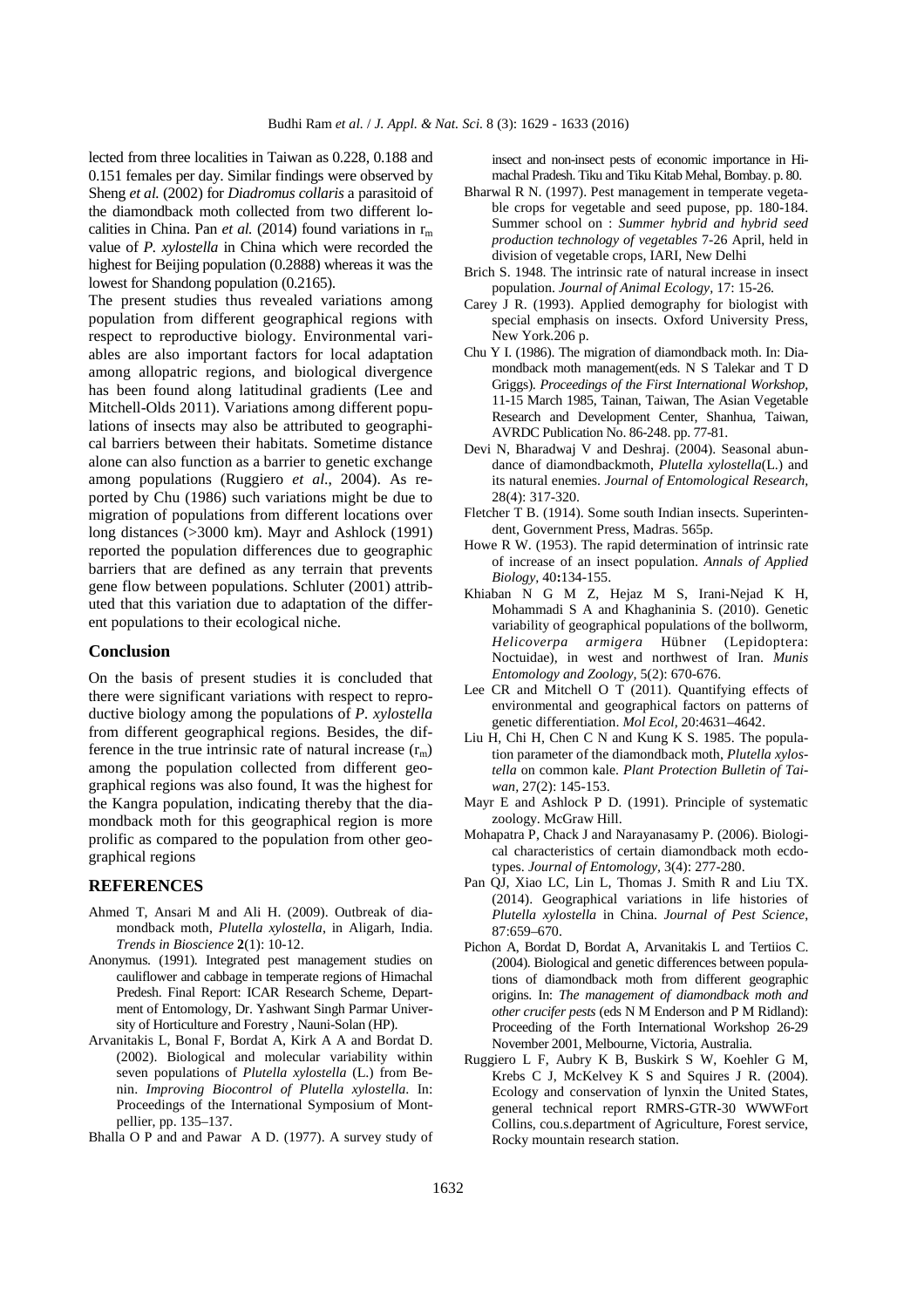lected from three localities in Taiwan as 0.228, 0.188 and 0.151 females per day. Similar findings were observed by Sheng *et al.* (2002) for *Diadromus collaris* a parasitoid of the diamondback moth collected from two different localities in China. Pan *et al.* (2014) found variations in $r_m$ value of *P. xylostella* in China which were recorded the highest for Beijing population (0.2888) whereas it was the lowest for Shandong population (0.2165).

The present studies thus revealed variations among population from different geographical regions with respect to reproductive biology. Environmental variables are also important factors for local adaptation among allopatric regions, and biological divergence has been found along latitudinal gradients (Lee and Mitchell-Olds 2011). Variations among different populations of insects may also be attributed to geographical barriers between their habitats. Sometime distance alone can also function as a barrier to genetic exchange among populations (Ruggiero *et al.*, 2004). As reported by Chu (1986) such variations might be due to migration of populations from different locations over long distances (>3000 km). Mayr and Ashlock (1991) reported the population differences due to geographic barriers that are defined as any terrain that prevents gene flow between populations. Schluter (2001) attributed that this variation due to adaptation of the different populations to their ecological niche.

## Conclusion

On the basis of present studies it is concluded that there were significant variations with respect to reproductive biology among the populations of *P. xylostella* from different geographical regions. Besides, the difference in the true intrinsic rate of natural increase ($r_m$) among the population collected from different geographical regions was also found, It was the highest for the Kangra population, indicating thereby that the diamondback moth for this geographical region is more prolific as compared to the population from other geographical regions

## REFERENCES

Ahmed T, Ansari M and Ali H. (2009). Outbreak of diamondback moth, *Plutella xylostella*, in Aligarh, India. *Trends in Bioscience* **2**(1): 10-12.

Anonymus. (1991). Integrated pest management studies on cauliflower and cabbage in temperate regions of Himachal Predesh. Final Report: ICAR Research Scheme, Department of Entomology, Dr. Yashwant Singh Parmar University of Horticulture and Forestry , Nauni-Solan (HP).

Arvanitakis L, Bonal F, Bordat A, Kirk A A and Bordat D. (2002). Biological and molecular variability within seven populations of *Plutella xylostella* (L.) from Benin. *Improving Biocontrol of Plutella xylostella*. In: Proceedings of the International Symposium of Montpellier, pp. 135–137.

Bhalla O P and and Pawar A D. (1977). A survey study of insect and non-insect pests of economic importance in Himachal Pradesh. Tiku and Tiku Kitab Mehal, Bombay. p. 80.

Bharwal R N. (1997). Pest management in temperate vegetable crops for vegetable and seed pupose, pp. 180-184. Summer school on : *Summer hybrid and hybrid seed production technology of vegetables* 7-26 April, held in division of vegetable crops, IARI, New Delhi

Brich S. 1948. The intrinsic rate of natural increase in insect population. *Journal of Animal Ecology*, 17: 15-26.

Carey J R. (1993). Applied demography for biologist with special emphasis on insects. Oxford University Press, New York.206 p.

Chu Y I. (1986). The migration of diamondback moth. In: Diamondback moth management(eds. N S Talekar and T D Griggs). *Proceedings of the First International Workshop*, 11-15 March 1985, Tainan, Taiwan, The Asian Vegetable Research and Development Center, Shanhua, Taiwan, AVRDC Publication No. 86-248. pp. 77-81.

Devi N, Bharadwaj V and Deshraj. (2004). Seasonal abundance of diamondbackmoth, *Plutella xylostella*(L.) and its natural enemies. *Journal of Entomological Research*, 28(4): 317-320.

Fletcher T B. (1914). Some south Indian insects. Superintendent, Government Press, Madras. 565p.

Howe R W. (1953). The rapid determination of intrinsic rate of increase of an insect population. *Annals of Applied Biology*, 40**:**134-155.

Khiaban N G M Z, Hejaz M S, Irani-Nejad K H, Mohammadi S A and Khaghaninia S. (2010). Genetic variability of geographical populations of the bollworm, *Helicoverpa armigera* Hübner (Lepidoptera: Noctuidae), in west and northwest of Iran. *Munis Entomology and Zoology*, 5(2): 670-676.

Lee CR and Mitchell O T (2011). Quantifying effects of environmental and geographical factors on patterns of genetic differentiation. *Mol Ecol*, 20:4631–4642.

Liu H, Chi H, Chen C N and Kung K S. 1985. The population parameter of the diamondback moth, *Plutella xylostella* on common kale. *Plant Protection Bulletin of Taiwan*, 27(2): 145-153.

Mayr E and Ashlock P D. (1991). Principle of systematic zoology. McGraw Hill.

Mohapatra P, Chack J and Narayanasamy P. (2006). Biological characteristics of certain diamondback moth ecdotypes. *Journal of Entomology*, 3(4): 277-280.

Pan QJ, Xiao LC, Lin L, Thomas J. Smith R and Liu TX. (2014). Geographical variations in life histories of *Plutella xylostella* in China. *Journal of Pest Science*, 87:659–670.

Pichon A, Bordat D, Bordat A, Arvanitakis L and Tertiios C. (2004). Biological and genetic differences between populations of diamondback moth from different geographic origins. In: *The management of diamondback moth and other crucifer pests* (eds N M Enderson and P M Ridland): Proceeding of the Forth International Workshop 26-29 November 2001, Melbourne, Victoria, Australia.

Ruggiero L F, Aubry K B, Buskirk S W, Koehler G M, Krebs C J, McKelvey K S and Squires J R. (2004). Ecology and conservation of lynxin the United States, general technical report RMRS-GTR-30 WWWFort Collins, cou.s.department of Agriculture, Forest service, Rocky mountain research station.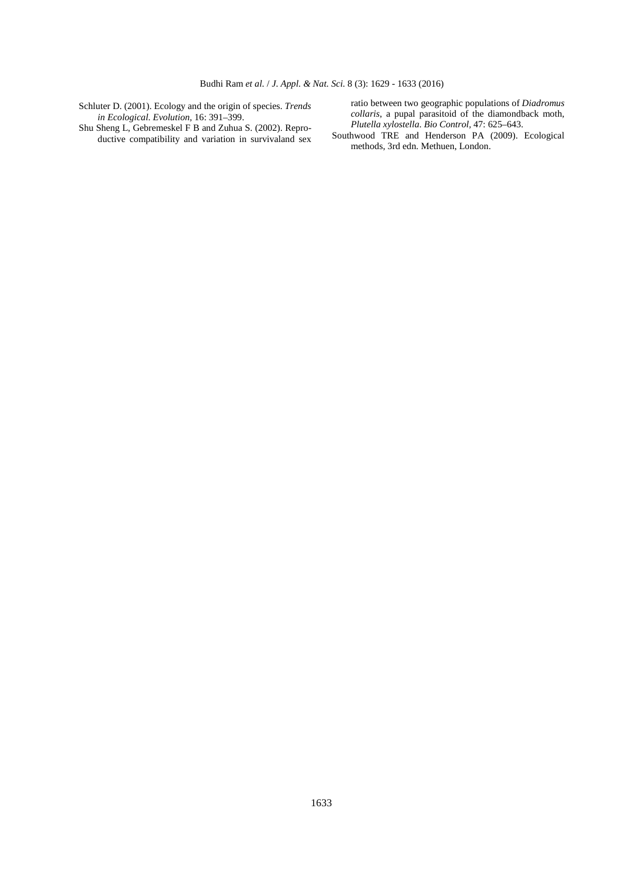Schluter D. (2001). Ecology and the origin of species. *Trends in Ecological. Evolution,* 16: 391–399.

Shu Sheng L, Gebremeskel F B and Zuhua S. (2002). Reproductive compatibility and variation in survivaland sex ratio between two geographic populations of *Diadromus collaris*, a pupal parasitoid of the diamondback moth, *Plutella xylostella*. *Bio Control,* 47: 625–643.

Southwood TRE and Henderson PA (2009). Ecological methods, 3rd edn. Methuen, London.